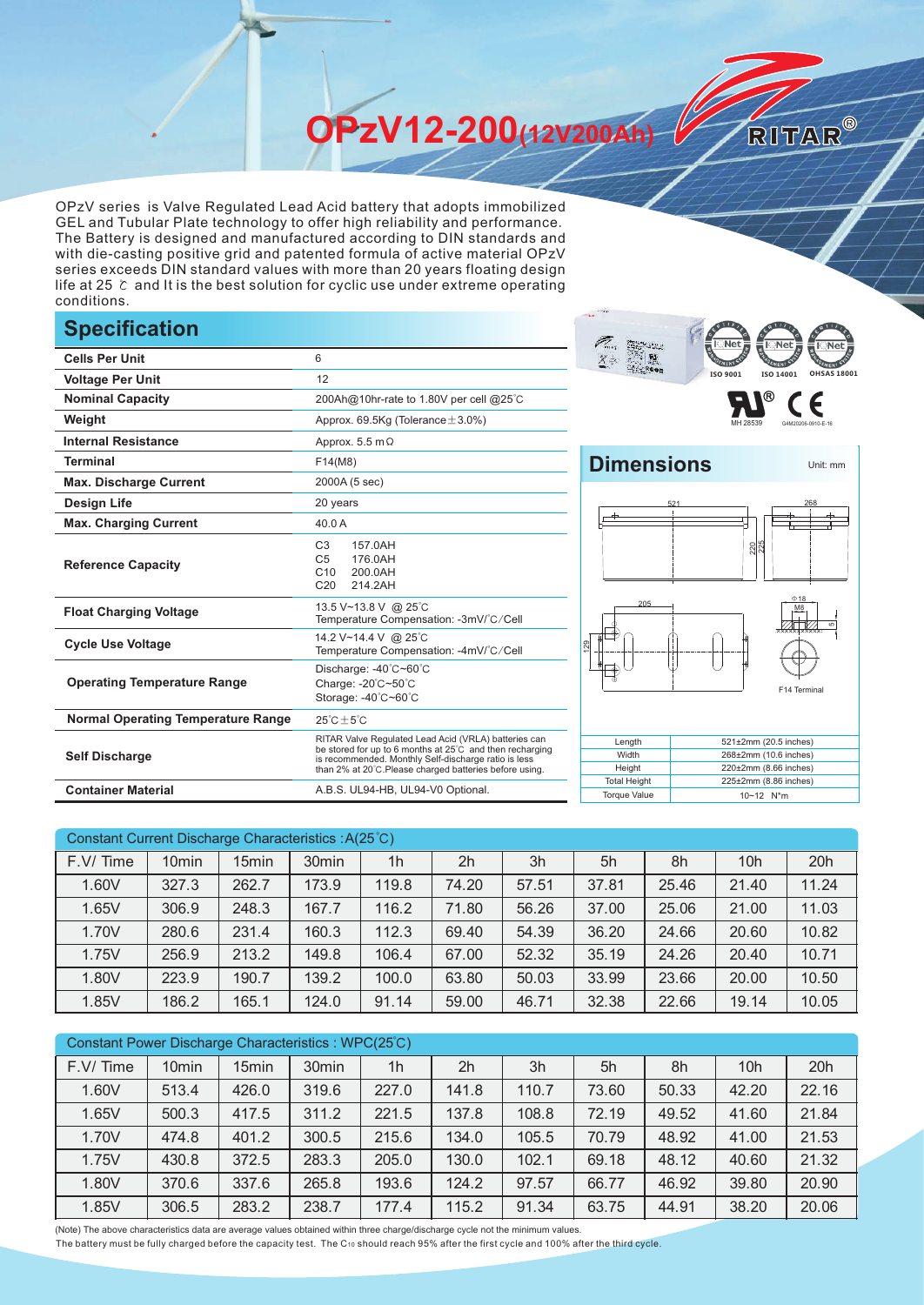# OPzV12-200(12V200Ah)

RITAR®

OPzV series is Valve Regulated Lead Acid battery that adopts immobilized GEL and Tubular Plate technology to offer high reliability and performance. The Battery is designed and manufactured according to DIN standards and with die-casting positive grid and patented formula of active material OPzV series exceeds DIN standard values with more than 20 years floating design life at 25 ℃ and It is the best solution for cyclic use under extreme operating conditions.

## Specification

| | |
|---|---|
| **Cells Per Unit** | 6 |
| **Voltage Per Unit** | 12 |
| **Nominal Capacity** | 200Ah@10hr-rate to 1.80V per cell @25℃ |
| **Weight** | Approx. 69.5Kg (Tolerance±3.0%) |
| **Internal Resistance** | Approx. 5.5 mΩ |
| **Terminal** | F14(M8) |
| **Max. Discharge Current** | 2000A (5 sec) |
| **Design Life** | 20 years |
| **Max. Charging Current** | 40.0 A |
| **Reference Capacity** | C3 157.0AH<br>C5 176.0AH<br>C10 200.0AH<br>C20 214.2AH |
| **Float Charging Voltage** | 13.5 V~13.8 V @ 25℃<br>Temperature Compensation: -3mV/℃/Cell |
| **Cycle Use Voltage** | 14.2 V~14.4 V @ 25℃<br>Temperature Compensation: -4mV/℃/Cell |
| **Operating Temperature Range** | Discharge: -40℃~60℃<br>Charge: -20℃~50℃<br>Storage: -40℃~60℃ |
| **Normal Operating Temperature Range** | 25℃±5℃ |
| **Self Discharge** | RITAR Valve Regulated Lead Acid (VRLA) batteries can be stored for up to 6 months at 25℃ and then recharging is recommended. Monthly Self-discharge ratio is less than 2% at 20℃.Please charged batteries before using. |
| **Container Material** | A.B.S. UL94-HB, UL94-V0 Optional. |

ISO 9001 ISO 14001 OHSAS 18001

MH 28539 G4M20206-0910-E-16

## Dimensions

Unit: mm

F14 Terminal

| | |
|---|---|
| Length | 521±2mm (20.5 inches) |
| Width | 268±2mm (10.6 inches) |
| Height | 220±2mm (8.66 inches) |
| Total Height | 225±2mm (8.86 inches) |
| Torque Value | 10~12 N*m |

### Constant Current Discharge Characteristics : A(25℃)

| F.V/ Time | 10min | 15min | 30min | 1h | 2h | 3h | 5h | 8h | 10h | 20h |
|---|---|---|---|---|---|---|---|---|---|---|
| 1.60V | 327.3 | 262.7 | 173.9 | 119.8 | 74.20 | 57.51 | 37.81 | 25.46 | 21.40 | 11.24 |
| 1.65V | 306.9 | 248.3 | 167.7 | 116.2 | 71.80 | 56.26 | 37.00 | 25.06 | 21.00 | 11.03 |
| 1.70V | 280.6 | 231.4 | 160.3 | 112.3 | 69.40 | 54.39 | 36.20 | 24.66 | 20.60 | 10.82 |
| 1.75V | 256.9 | 213.2 | 149.8 | 106.4 | 67.00 | 52.32 | 35.19 | 24.26 | 20.40 | 10.71 |
| 1.80V | 223.9 | 190.7 | 139.2 | 100.0 | 63.80 | 50.03 | 33.99 | 23.66 | 20.00 | 10.50 |
| 1.85V | 186.2 | 165.1 | 124.0 | 91.14 | 59.00 | 46.71 | 32.38 | 22.66 | 19.14 | 10.05 |

### Constant Power Discharge Characteristics : WPC(25℃)

| F.V/ Time | 10min | 15min | 30min | 1h | 2h | 3h | 5h | 8h | 10h | 20h |
|---|---|---|---|---|---|---|---|---|---|---|
| 1.60V | 513.4 | 426.0 | 319.6 | 227.0 | 141.8 | 110.7 | 73.60 | 50.33 | 42.20 | 22.16 |
| 1.65V | 500.3 | 417.5 | 311.2 | 221.5 | 137.8 | 108.8 | 72.19 | 49.52 | 41.60 | 21.84 |
| 1.70V | 474.8 | 401.2 | 300.5 | 215.6 | 134.0 | 105.5 | 70.79 | 48.92 | 41.00 | 21.53 |
| 1.75V | 430.8 | 372.5 | 283.3 | 205.0 | 130.0 | 102.1 | 69.18 | 48.12 | 40.60 | 21.32 |
| 1.80V | 370.6 | 337.6 | 265.8 | 193.6 | 124.2 | 97.57 | 66.77 | 46.92 | 39.80 | 20.90 |
| 1.85V | 306.5 | 283.2 | 238.7 | 177.4 | 115.2 | 91.34 | 63.75 | 44.91 | 38.20 | 20.06 |

(Note) The above characteristics data are average values obtained within three charge/discharge cycle not the minimum values.
The battery must be fully charged before the capacity test. The $C_{10}$ should reach 95% after the first cycle and 100% after the third cycle.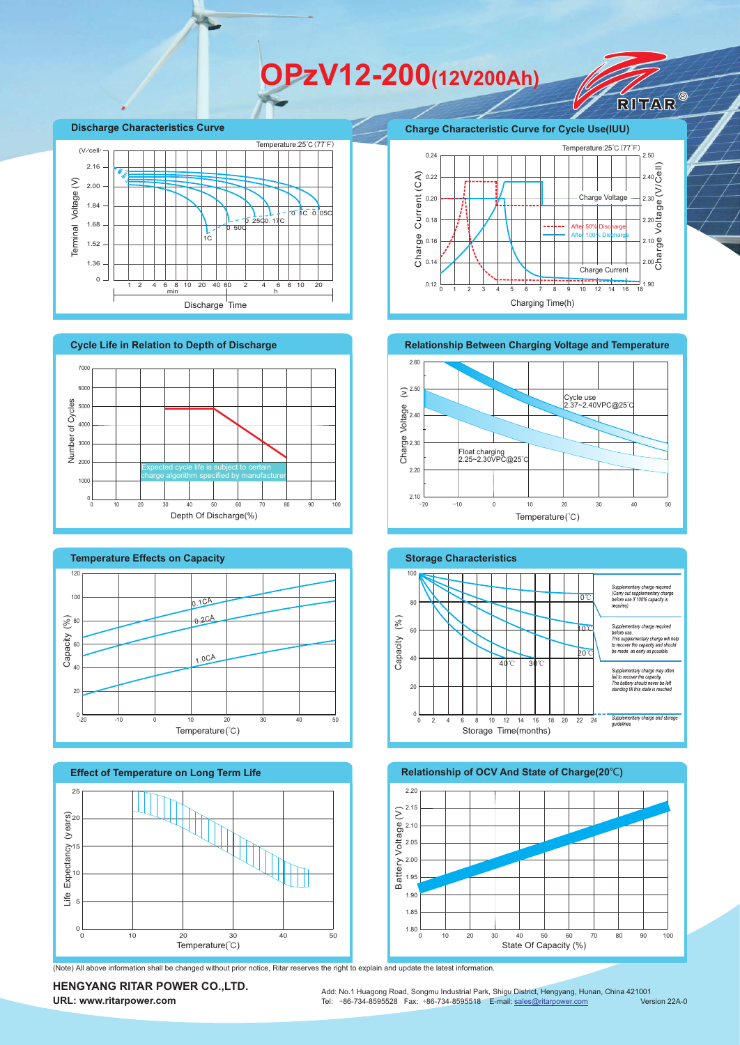# OPzV12-200(12V200Ah)

RITAR®

## Discharge Characteristics Curve

Temperature:25℃(77℉)

(V/cell)

2.16
2.00
1.84
1.68
1.52
1.36
0

Terminal Voltage (V)

1C
0.50C
0.25C
0.17C
0.1C
0.05C

1 2 4 6 8 10 20 40 60 2 4 6 8 10 20

min h

Discharge Time

## Charge Characteristic Curve for Cycle Use(IUU)

Temperature:25℃(77℉)

Charge Current (CA)

0.24
0.22
0.20
0.18
0.16
0.14
0.12

Charge Voltage (V/Cell)

2.50
2.40
2.30
2.20
2.10
2.00
1.90

Charge Voltage

After 50% Discharge
After 100% Discharge

Charge Current

0 1 2 3 4 5 6 7 8 9 10 12 14 16 18

Charging Time(h)

## Cycle Life in Relation to Depth of Discharge

Number of Cycles

7000
6000
5000
4000
3000
2000
1000
0

Expected cycle life is subject to certain charge algorithm specified by manufacturer

0 10 20 30 40 50 60 70 80 90 100

Depth Of Discharge(%)

## Relationship Between Charging Voltage and Temperature

Charge Voltage (v)

2.60
2.50
2.40
2.30
2.20
2.10

Cycle use
2.37~2.40VPC@25℃

Float charging
2.25~2.30VPC@25℃

−20 −10 0 10 20 30 40 50

Temperature(℃)

## Temperature Effects on Capacity

Capacity (%)

120
100
80
60
40
20
0

0.1CA
0.2CA
1.0CA

-20 -10 0 10 20 30 40 50

Temperature(℃)

## Storage Characteristics

Capacity (%)

100
80
60
40
20
0

0℃
10℃
20℃
40℃
30℃

*Supplementary charge required (Carry out supplementary charge before use if 100% capacity is requires)*

*Supplementary charge required before use. This supplementary charge will help to recover the capacity and should be made as early as possible.*

*Supplementary charge may often fail to recover the capacity. The battery should never be left standing till this state is reached*

*Supplementary charge and storage guidelines*

0 2 4 6 8 10 12 14 16 18 20 22 24

Storage Time(months)

## Effect of Temperature on Long Term Life

Life Expectancy (years)

25
20
15
10
5
0

0 10 20 30 40 50

Temperature(℃)

## Relationship of OCV And State of Charge(20℃)

Battery Voltage (V)

2.20
2.15
2.10
2.05
2.00
1.95
1.90
1.85
1.80

0 10 20 30 40 50 60 70 80 90 100

State Of Capacity (%)

(Note) All above information shall be changed without prior notice, Ritar reserves the right to explain and update the latest information.

**HENGYANG RITAR POWER CO.,LTD.**
**URL: www.ritarpower.com**

Add: No.1 Huagong Road, Songmu Industrial Park, Shigu District, Hengyang, Hunan, China 421001
Tel: +86-734-8595528 Fax: +86-734-8595518 E-mail: sales@ritarpower.com

Version 22A-0